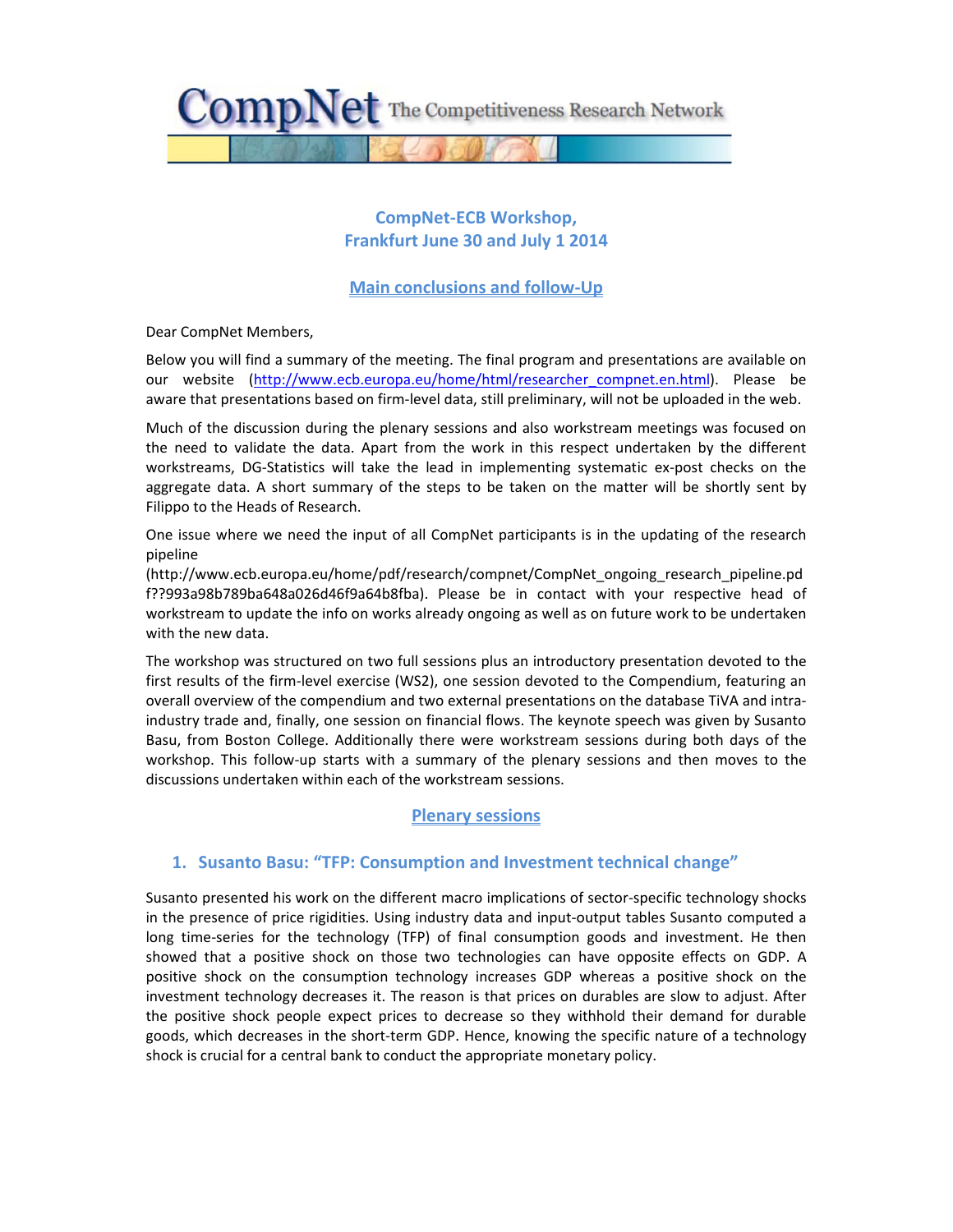# CompNet The Competitiveness Research Network

## CompNet-ECB Workshop, Frankfurt June 30 and July 1 2014

## Main conclusions and follow-Up

Dear CompNet Members,

Below you will find a summary of the meeting. The final program and presentations are available on our website (http://www.ecb.europa.eu/home/html/researcher_compnet.en.html). Please be aware that presentations based on firm-level data, still preliminary, will not be uploaded in the web.

Much of the discussion during the plenary sessions and also workstream meetings was focused on the need to validate the data. Apart from the work in this respect undertaken by the different workstreams, DG-Statistics will take the lead in implementing systematic ex-post checks on the aggregate data. A short summary of the steps to be taken on the matter will be shortly sent by Filippo to the Heads of Research.

One issue where we need the input of all CompNet participants is in the updating of the research pipeline (http://www.ecb.europa.eu/home/pdf/research/compnet/CompNet_ongoing_research_pipeline.pdf??993a98b789ba648a026d46f9a64b8fba). Please be in contact with your respective head of workstream to update the info on works already ongoing as well as on future work to be undertaken with the new data.

The workshop was structured on two full sessions plus an introductory presentation devoted to the first results of the firm-level exercise (WS2), one session devoted to the Compendium, featuring an overall overview of the compendium and two external presentations on the database TiVA and intra-industry trade and, finally, one session on financial flows. The keynote speech was given by Susanto Basu, from Boston College. Additionally there were workstream sessions during both days of the workshop. This follow-up starts with a summary of the plenary sessions and then moves to the discussions undertaken within each of the workstream sessions.

## Plenary sessions

### 1. Susanto Basu: "TFP: Consumption and Investment technical change"

Susanto presented his work on the different macro implications of sector-specific technology shocks in the presence of price rigidities. Using industry data and input-output tables Susanto computed a long time-series for the technology (TFP) of final consumption goods and investment. He then showed that a positive shock on those two technologies can have opposite effects on GDP. A positive shock on the consumption technology increases GDP whereas a positive shock on the investment technology decreases it. The reason is that prices on durables are slow to adjust. After the positive shock people expect prices to decrease so they withhold their demand for durable goods, which decreases in the short-term GDP. Hence, knowing the specific nature of a technology shock is crucial for a central bank to conduct the appropriate monetary policy.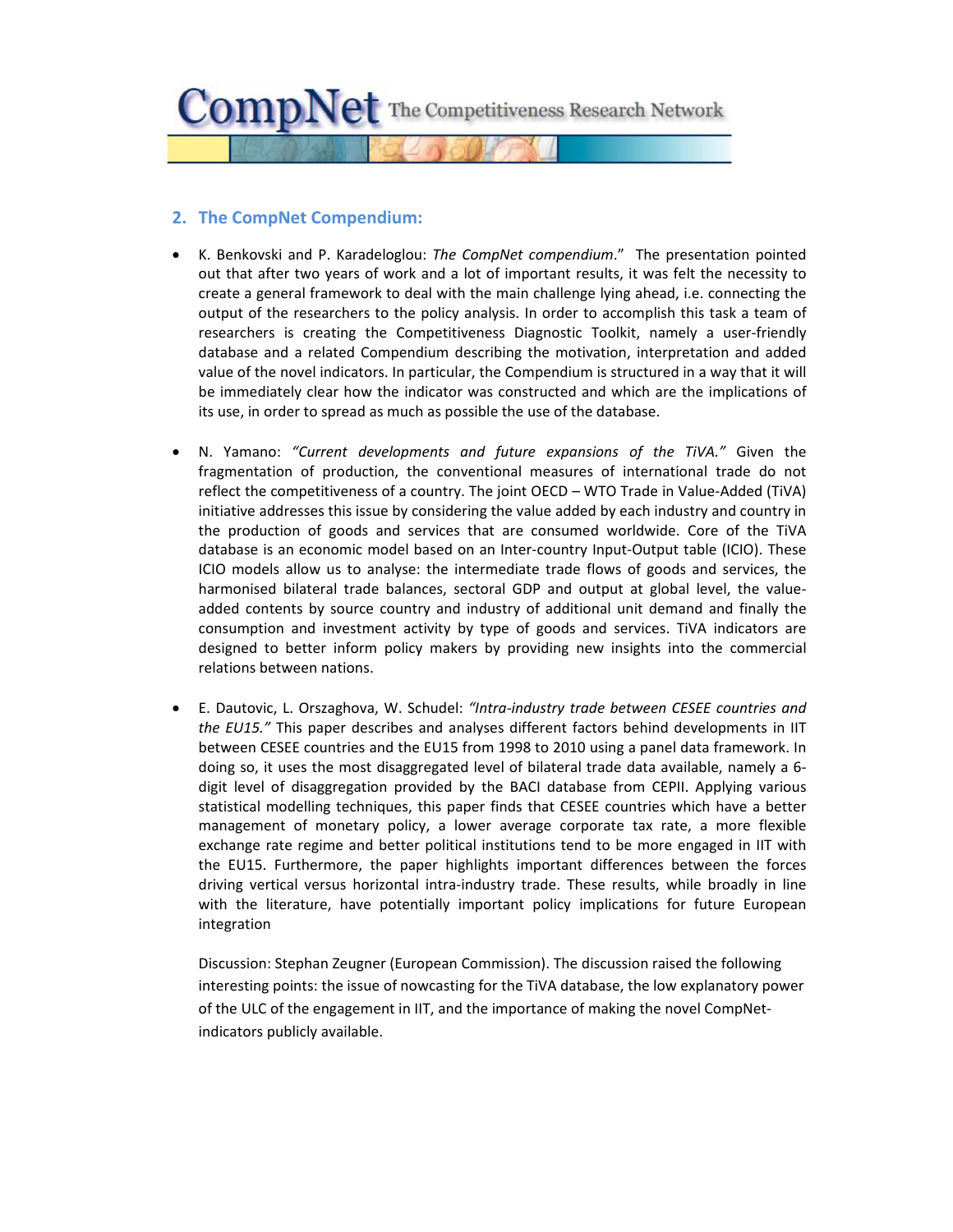## 2. The CompNet Compendium:

- K. Benkovski and P. Karadeloglou: *The CompNet compendium*." The presentation pointed out that after two years of work and a lot of important results, it was felt the necessity to create a general framework to deal with the main challenge lying ahead, i.e. connecting the output of the researchers to the policy analysis. In order to accomplish this task a team of researchers is creating the Competitiveness Diagnostic Toolkit, namely a user-friendly database and a related Compendium describing the motivation, interpretation and added value of the novel indicators. In particular, the Compendium is structured in a way that it will be immediately clear how the indicator was constructed and which are the implications of its use, in order to spread as much as possible the use of the database.

- N. Yamano: *"Current developments and future expansions of the TiVA."* Given the fragmentation of production, the conventional measures of international trade do not reflect the competitiveness of a country. The joint OECD – WTO Trade in Value-Added (TiVA) initiative addresses this issue by considering the value added by each industry and country in the production of goods and services that are consumed worldwide. Core of the TiVA database is an economic model based on an Inter-country Input-Output table (ICIO). These ICIO models allow us to analyse: the intermediate trade flows of goods and services, the harmonised bilateral trade balances, sectoral GDP and output at global level, the value-added contents by source country and industry of additional unit demand and finally the consumption and investment activity by type of goods and services. TiVA indicators are designed to better inform policy makers by providing new insights into the commercial relations between nations.

- E. Dautovic, L. Orszaghova, W. Schudel: *"Intra-industry trade between CESEE countries and the EU15."* This paper describes and analyses different factors behind developments in IIT between CESEE countries and the EU15 from 1998 to 2010 using a panel data framework. In doing so, it uses the most disaggregated level of bilateral trade data available, namely a 6-digit level of disaggregation provided by the BACI database from CEPII. Applying various statistical modelling techniques, this paper finds that CESEE countries which have a better management of monetary policy, a lower average corporate tax rate, a more flexible exchange rate regime and better political institutions tend to be more engaged in IIT with the EU15. Furthermore, the paper highlights important differences between the forces driving vertical versus horizontal intra-industry trade. These results, while broadly in line with the literature, have potentially important policy implications for future European integration

  Discussion: Stephan Zeugner (European Commission). The discussion raised the following interesting points: the issue of nowcasting for the TiVA database, the low explanatory power of the ULC of the engagement in IIT, and the importance of making the novel CompNet-indicators publicly available.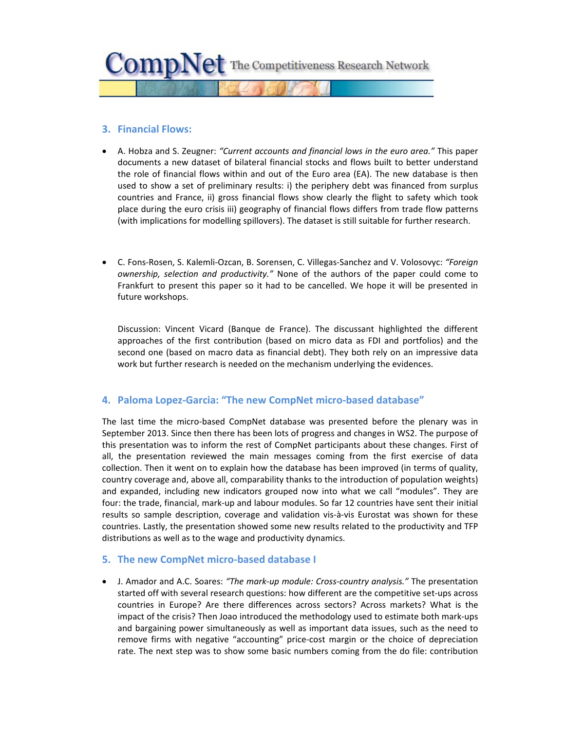## 3. Financial Flows:

- A. Hobza and S. Zeugner: *"Current accounts and financial lows in the euro area."* This paper documents a new dataset of bilateral financial stocks and flows built to better understand the role of financial flows within and out of the Euro area (EA). The new database is then used to show a set of preliminary results: i) the periphery debt was financed from surplus countries and France, ii) gross financial flows show clearly the flight to safety which took place during the euro crisis iii) geography of financial flows differs from trade flow patterns (with implications for modelling spillovers). The dataset is still suitable for further research.

- C. Fons-Rosen, S. Kalemli-Ozcan, B. Sorensen, C. Villegas-Sanchez and V. Volosovyc: *"Foreign ownership, selection and productivity."* None of the authors of the paper could come to Frankfurt to present this paper so it had to be cancelled. We hope it will be presented in future workshops.

  Discussion: Vincent Vicard (Banque de France). The discussant highlighted the different approaches of the first contribution (based on micro data as FDI and portfolios) and the second one (based on macro data as financial debt). They both rely on an impressive data work but further research is needed on the mechanism underlying the evidences.

## 4. Paloma Lopez-Garcia: "The new CompNet micro-based database"

The last time the micro-based CompNet database was presented before the plenary was in September 2013. Since then there has been lots of progress and changes in WS2. The purpose of this presentation was to inform the rest of CompNet participants about these changes. First of all, the presentation reviewed the main messages coming from the first exercise of data collection. Then it went on to explain how the database has been improved (in terms of quality, country coverage and, above all, comparability thanks to the introduction of population weights) and expanded, including new indicators grouped now into what we call "modules". They are four: the trade, financial, mark-up and labour modules. So far 12 countries have sent their initial results so sample description, coverage and validation vis-à-vis Eurostat was shown for these countries. Lastly, the presentation showed some new results related to the productivity and TFP distributions as well as to the wage and productivity dynamics.

## 5. The new CompNet micro-based database I

- J. Amador and A.C. Soares: *"The mark-up module: Cross-country analysis."* The presentation started off with several research questions: how different are the competitive set-ups across countries in Europe? Are there differences across sectors? Across markets? What is the impact of the crisis? Then Joao introduced the methodology used to estimate both mark-ups and bargaining power simultaneously as well as important data issues, such as the need to remove firms with negative "accounting" price-cost margin or the choice of depreciation rate. The next step was to show some basic numbers coming from the do file: contribution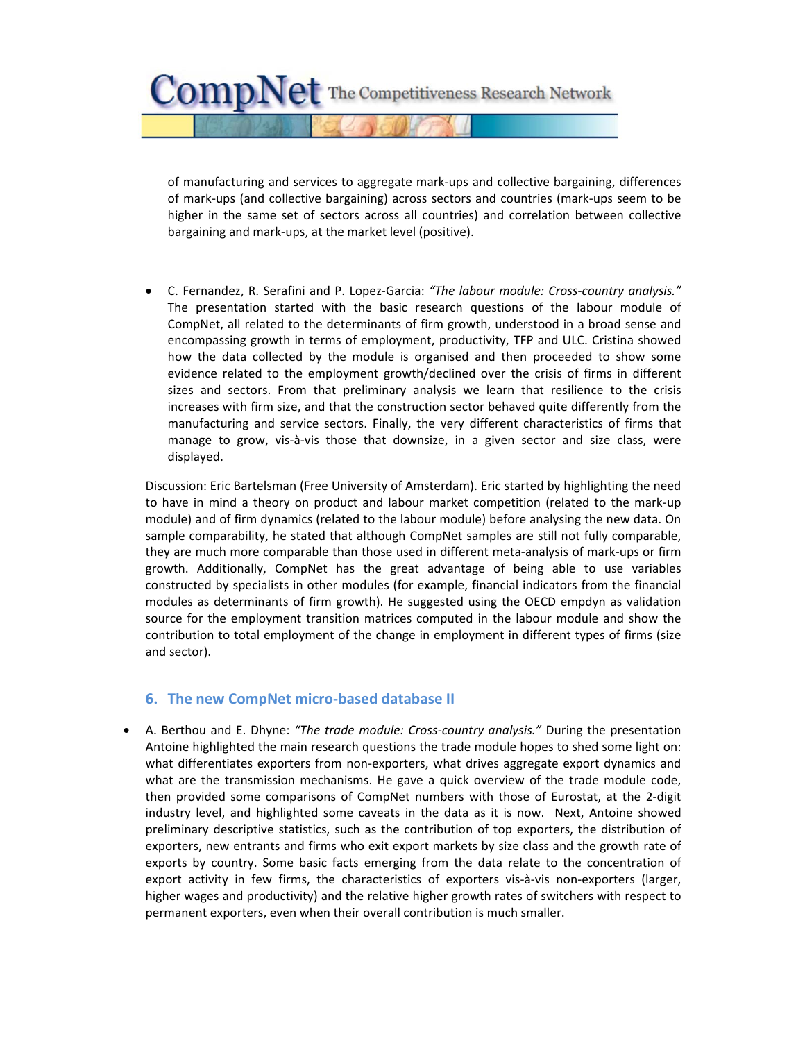of manufacturing and services to aggregate mark-ups and collective bargaining, differences of mark-ups (and collective bargaining) across sectors and countries (mark-ups seem to be higher in the same set of sectors across all countries) and correlation between collective bargaining and mark-ups, at the market level (positive).

- C. Fernandez, R. Serafini and P. Lopez-Garcia: *"The labour module: Cross-country analysis."* The presentation started with the basic research questions of the labour module of CompNet, all related to the determinants of firm growth, understood in a broad sense and encompassing growth in terms of employment, productivity, TFP and ULC. Cristina showed how the data collected by the module is organised and then proceeded to show some evidence related to the employment growth/declined over the crisis of firms in different sizes and sectors. From that preliminary analysis we learn that resilience to the crisis increases with firm size, and that the construction sector behaved quite differently from the manufacturing and service sectors. Finally, the very different characteristics of firms that manage to grow, vis-à-vis those that downsize, in a given sector and size class, were displayed.

Discussion: Eric Bartelsman (Free University of Amsterdam). Eric started by highlighting the need to have in mind a theory on product and labour market competition (related to the mark-up module) and of firm dynamics (related to the labour module) before analysing the new data. On sample comparability, he stated that although CompNet samples are still not fully comparable, they are much more comparable than those used in different meta-analysis of mark-ups or firm growth. Additionally, CompNet has the great advantage of being able to use variables constructed by specialists in other modules (for example, financial indicators from the financial modules as determinants of firm growth). He suggested using the OECD empdyn as validation source for the employment transition matrices computed in the labour module and show the contribution to total employment of the change in employment in different types of firms (size and sector).

## 6. The new CompNet micro-based database II

- A. Berthou and E. Dhyne: *"The trade module: Cross-country analysis."* During the presentation Antoine highlighted the main research questions the trade module hopes to shed some light on: what differentiates exporters from non-exporters, what drives aggregate export dynamics and what are the transmission mechanisms. He gave a quick overview of the trade module code, then provided some comparisons of CompNet numbers with those of Eurostat, at the 2-digit industry level, and highlighted some caveats in the data as it is now. Next, Antoine showed preliminary descriptive statistics, such as the contribution of top exporters, the distribution of exporters, new entrants and firms who exit export markets by size class and the growth rate of exports by country. Some basic facts emerging from the data relate to the concentration of export activity in few firms, the characteristics of exporters vis-à-vis non-exporters (larger, higher wages and productivity) and the relative higher growth rates of switchers with respect to permanent exporters, even when their overall contribution is much smaller.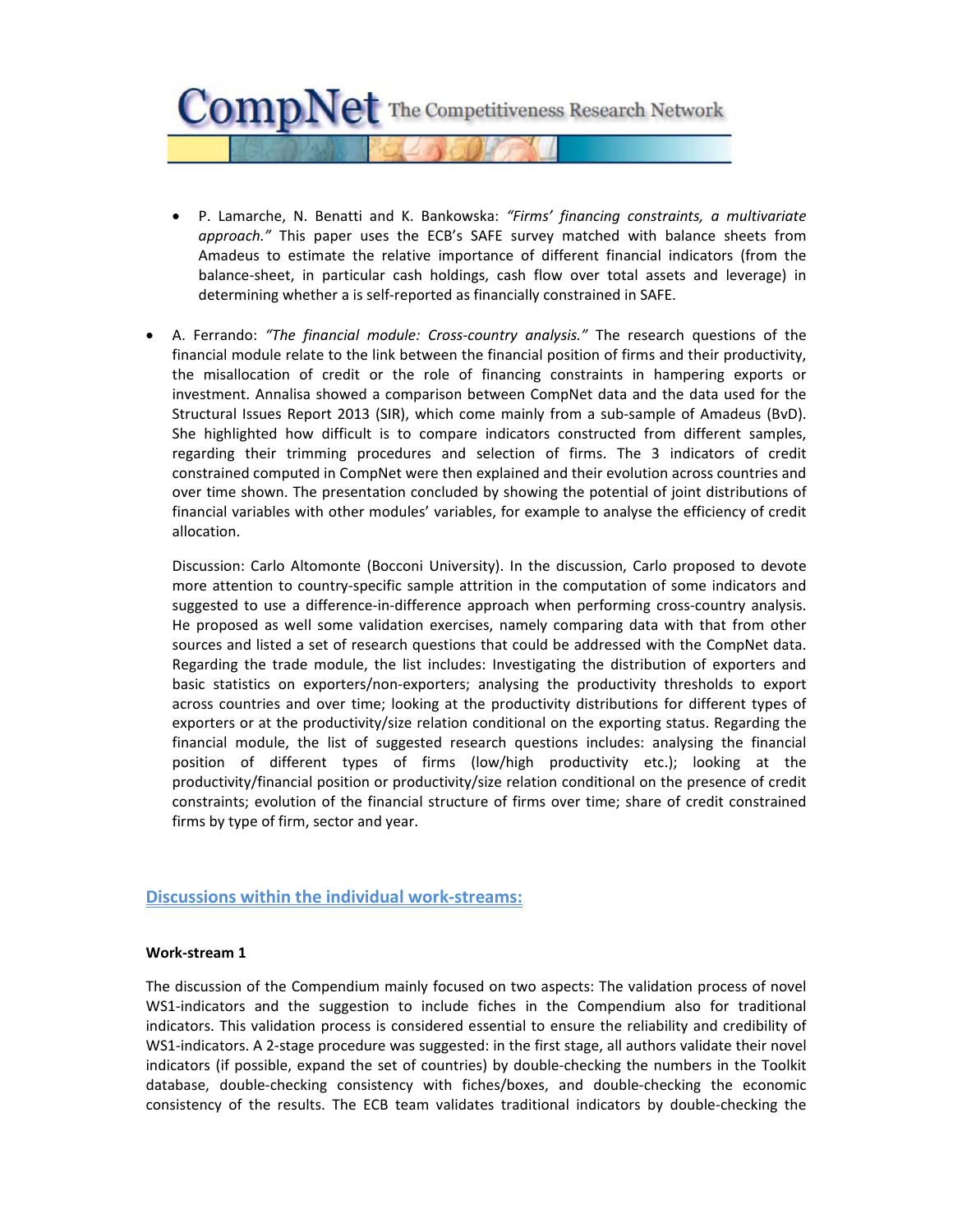- P. Lamarche, N. Benatti and K. Bankowska: *"Firms' financing constraints, a multivariate approach."* This paper uses the ECB's SAFE survey matched with balance sheets from Amadeus to estimate the relative importance of different financial indicators (from the balance-sheet, in particular cash holdings, cash flow over total assets and leverage) in determining whether a is self-reported as financially constrained in SAFE.

- A. Ferrando: *"The financial module: Cross-country analysis."* The research questions of the financial module relate to the link between the financial position of firms and their productivity, the misallocation of credit or the role of financing constraints in hampering exports or investment. Annalisa showed a comparison between CompNet data and the data used for the Structural Issues Report 2013 (SIR), which come mainly from a sub-sample of Amadeus (BvD). She highlighted how difficult is to compare indicators constructed from different samples, regarding their trimming procedures and selection of firms. The 3 indicators of credit constrained computed in CompNet were then explained and their evolution across countries and over time shown. The presentation concluded by showing the potential of joint distributions of financial variables with other modules' variables, for example to analyse the efficiency of credit allocation.

  Discussion: Carlo Altomonte (Bocconi University). In the discussion, Carlo proposed to devote more attention to country-specific sample attrition in the computation of some indicators and suggested to use a difference-in-difference approach when performing cross-country analysis. He proposed as well some validation exercises, namely comparing data with that from other sources and listed a set of research questions that could be addressed with the CompNet data. Regarding the trade module, the list includes: Investigating the distribution of exporters and basic statistics on exporters/non-exporters; analysing the productivity thresholds to export across countries and over time; looking at the productivity distributions for different types of exporters or at the productivity/size relation conditional on the exporting status. Regarding the financial module, the list of suggested research questions includes: analysing the financial position of different types of firms (low/high productivity etc.); looking at the productivity/financial position or productivity/size relation conditional on the presence of credit constraints; evolution of the financial structure of firms over time; share of credit constrained firms by type of firm, sector and year.

## Discussions within the individual work-streams:

### Work-stream 1

The discussion of the Compendium mainly focused on two aspects: The validation process of novel WS1-indicators and the suggestion to include fiches in the Compendium also for traditional indicators. This validation process is considered essential to ensure the reliability and credibility of WS1-indicators. A 2-stage procedure was suggested: in the first stage, all authors validate their novel indicators (if possible, expand the set of countries) by double-checking the numbers in the Toolkit database, double-checking consistency with fiches/boxes, and double-checking the economic consistency of the results. The ECB team validates traditional indicators by double-checking the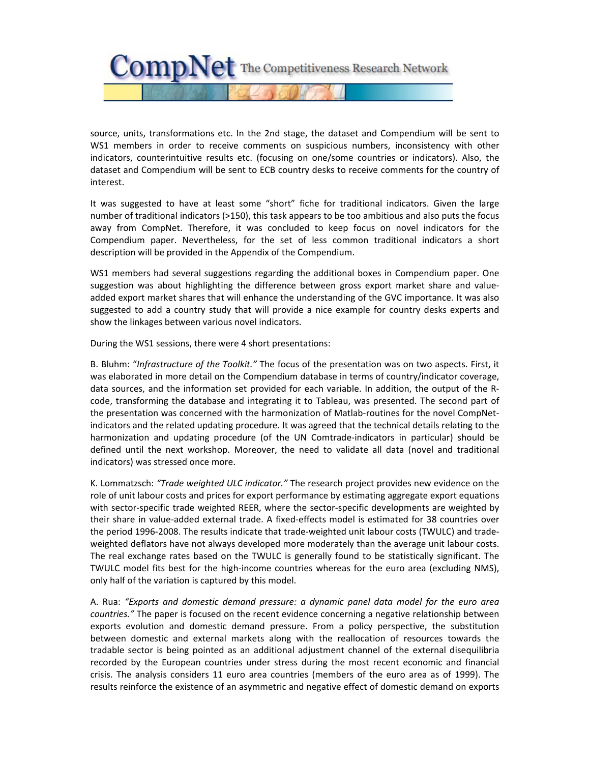source, units, transformations etc. In the 2nd stage, the dataset and Compendium will be sent to WS1 members in order to receive comments on suspicious numbers, inconsistency with other indicators, counterintuitive results etc. (focusing on one/some countries or indicators). Also, the dataset and Compendium will be sent to ECB country desks to receive comments for the country of interest.

It was suggested to have at least some "short" fiche for traditional indicators. Given the large number of traditional indicators (>150), this task appears to be too ambitious and also puts the focus away from CompNet. Therefore, it was concluded to keep focus on novel indicators for the Compendium paper. Nevertheless, for the set of less common traditional indicators a short description will be provided in the Appendix of the Compendium.

WS1 members had several suggestions regarding the additional boxes in Compendium paper. One suggestion was about highlighting the difference between gross export market share and value-added export market shares that will enhance the understanding of the GVC importance. It was also suggested to add a country study that will provide a nice example for country desks experts and show the linkages between various novel indicators.

During the WS1 sessions, there were 4 short presentations:

B. Bluhm: "*Infrastructure of the Toolkit.*" The focus of the presentation was on two aspects. First, it was elaborated in more detail on the Compendium database in terms of country/indicator coverage, data sources, and the information set provided for each variable. In addition, the output of the R-code, transforming the database and integrating it to Tableau, was presented. The second part of the presentation was concerned with the harmonization of Matlab-routines for the novel CompNet-indicators and the related updating procedure. It was agreed that the technical details relating to the harmonization and updating procedure (of the UN Comtrade-indicators in particular) should be defined until the next workshop. Moreover, the need to validate all data (novel and traditional indicators) was stressed once more.

K. Lommatzsch: *"Trade weighted ULC indicator."* The research project provides new evidence on the role of unit labour costs and prices for export performance by estimating aggregate export equations with sector-specific trade weighted REER, where the sector-specific developments are weighted by their share in value-added external trade. A fixed-effects model is estimated for 38 countries over the period 1996-2008. The results indicate that trade-weighted unit labour costs (TWULC) and trade-weighted deflators have not always developed more moderately than the average unit labour costs. The real exchange rates based on the TWULC is generally found to be statistically significant. The TWULC model fits best for the high-income countries whereas for the euro area (excluding NMS), only half of the variation is captured by this model.

A. Rua: *"Exports and domestic demand pressure: a dynamic panel data model for the euro area countries."* The paper is focused on the recent evidence concerning a negative relationship between exports evolution and domestic demand pressure. From a policy perspective, the substitution between domestic and external markets along with the reallocation of resources towards the tradable sector is being pointed as an additional adjustment channel of the external disequilibria recorded by the European countries under stress during the most recent economic and financial crisis. The analysis considers 11 euro area countries (members of the euro area as of 1999). The results reinforce the existence of an asymmetric and negative effect of domestic demand on exports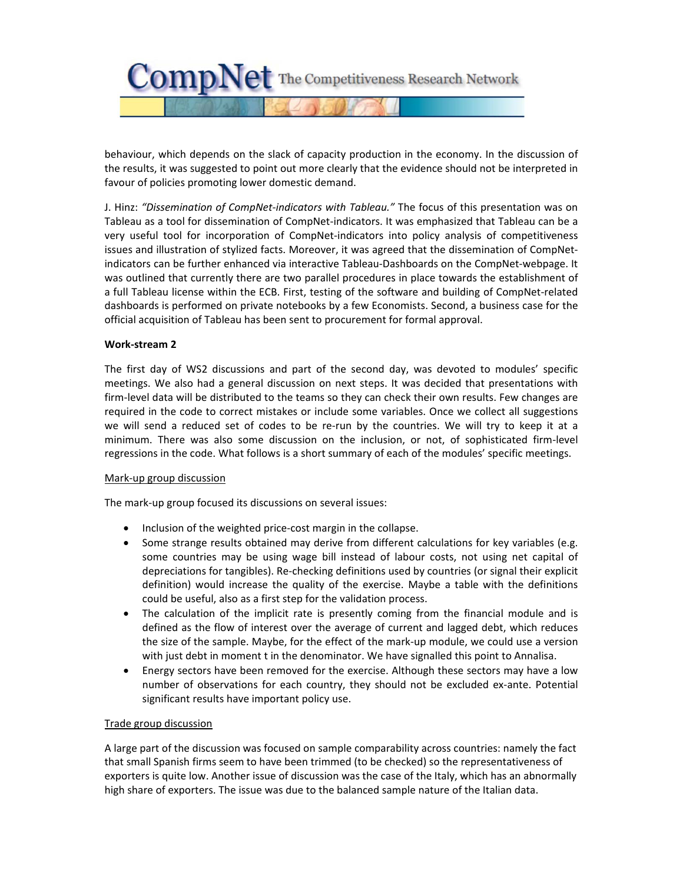behaviour, which depends on the slack of capacity production in the economy. In the discussion of the results, it was suggested to point out more clearly that the evidence should not be interpreted in favour of policies promoting lower domestic demand.

J. Hinz: *"Dissemination of CompNet-indicators with Tableau."* The focus of this presentation was on Tableau as a tool for dissemination of CompNet-indicators. It was emphasized that Tableau can be a very useful tool for incorporation of CompNet-indicators into policy analysis of competitiveness issues and illustration of stylized facts. Moreover, it was agreed that the dissemination of CompNet-indicators can be further enhanced via interactive Tableau-Dashboards on the CompNet-webpage. It was outlined that currently there are two parallel procedures in place towards the establishment of a full Tableau license within the ECB. First, testing of the software and building of CompNet-related dashboards is performed on private notebooks by a few Economists. Second, a business case for the official acquisition of Tableau has been sent to procurement for formal approval.

**Work-stream 2**

The first day of WS2 discussions and part of the second day, was devoted to modules' specific meetings. We also had a general discussion on next steps. It was decided that presentations with firm-level data will be distributed to the teams so they can check their own results. Few changes are required in the code to correct mistakes or include some variables. Once we collect all suggestions we will send a reduced set of codes to be re-run by the countries. We will try to keep it at a minimum. There was also some discussion on the inclusion, or not, of sophisticated firm-level regressions in the code. What follows is a short summary of each of the modules' specific meetings.

Mark-up group discussion

The mark-up group focused its discussions on several issues:

- Inclusion of the weighted price-cost margin in the collapse.
- Some strange results obtained may derive from different calculations for key variables (e.g. some countries may be using wage bill instead of labour costs, not using net capital of depreciations for tangibles). Re-checking definitions used by countries (or signal their explicit definition) would increase the quality of the exercise. Maybe a table with the definitions could be useful, also as a first step for the validation process.
- The calculation of the implicit rate is presently coming from the financial module and is defined as the flow of interest over the average of current and lagged debt, which reduces the size of the sample. Maybe, for the effect of the mark-up module, we could use a version with just debt in moment t in the denominator. We have signalled this point to Annalisa.
- Energy sectors have been removed for the exercise. Although these sectors may have a low number of observations for each country, they should not be excluded ex-ante. Potential significant results have important policy use.

Trade group discussion

A large part of the discussion was focused on sample comparability across countries: namely the fact that small Spanish firms seem to have been trimmed (to be checked) so the representativeness of exporters is quite low. Another issue of discussion was the case of the Italy, which has an abnormally high share of exporters. The issue was due to the balanced sample nature of the Italian data.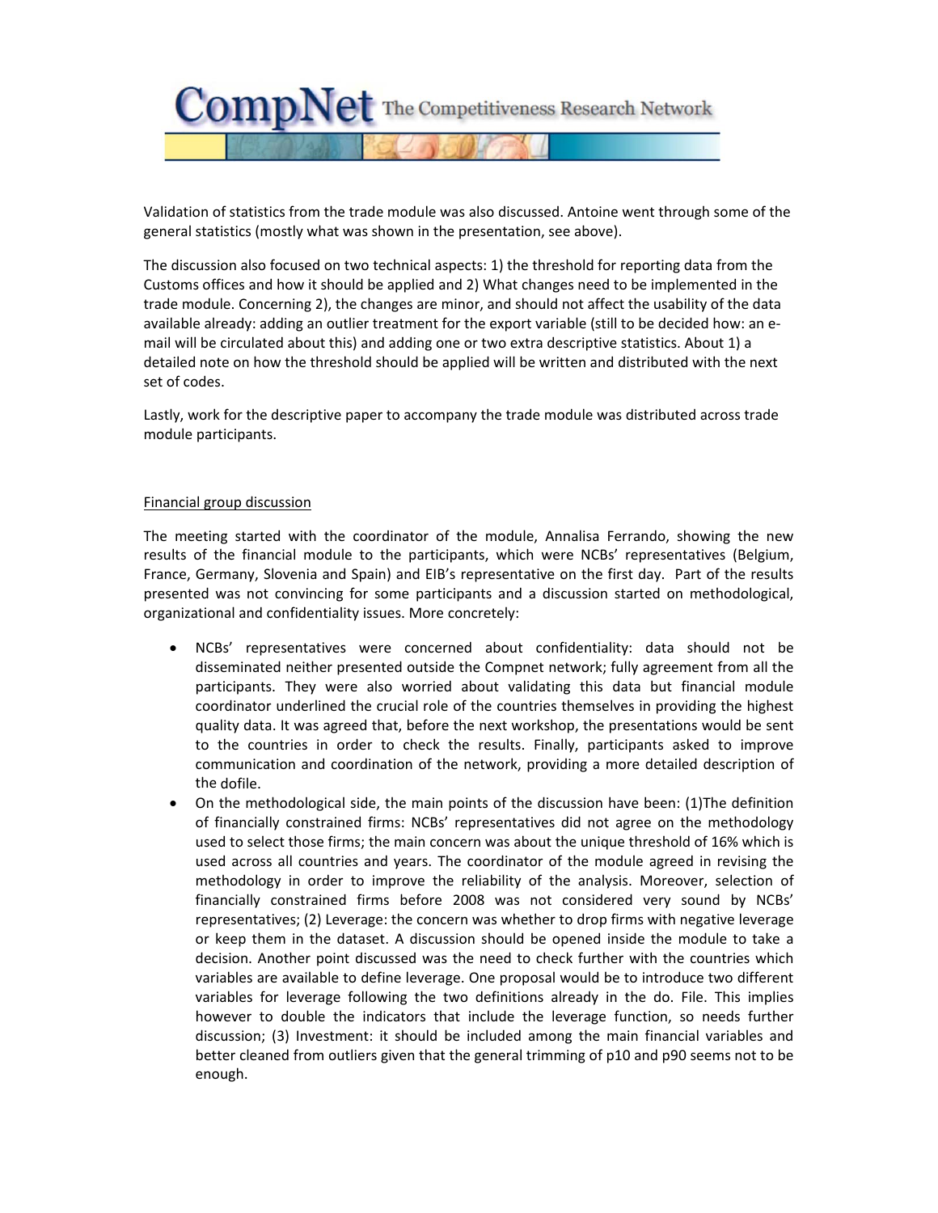Validation of statistics from the trade module was also discussed. Antoine went through some of the general statistics (mostly what was shown in the presentation, see above).

The discussion also focused on two technical aspects: 1) the threshold for reporting data from the Customs offices and how it should be applied and 2) What changes need to be implemented in the trade module. Concerning 2), the changes are minor, and should not affect the usability of the data available already: adding an outlier treatment for the export variable (still to be decided how: an e-mail will be circulated about this) and adding one or two extra descriptive statistics. About 1) a detailed note on how the threshold should be applied will be written and distributed with the next set of codes.

Lastly, work for the descriptive paper to accompany the trade module was distributed across trade module participants.

<u>Financial group discussion</u>

The meeting started with the coordinator of the module, Annalisa Ferrando, showing the new results of the financial module to the participants, which were NCBs' representatives (Belgium, France, Germany, Slovenia and Spain) and EIB's representative on the first day. Part of the results presented was not convincing for some participants and a discussion started on methodological, organizational and confidentiality issues. More concretely:

- NCBs' representatives were concerned about confidentiality: data should not be disseminated neither presented outside the Compnet network; fully agreement from all the participants. They were also worried about validating this data but financial module coordinator underlined the crucial role of the countries themselves in providing the highest quality data. It was agreed that, before the next workshop, the presentations would be sent to the countries in order to check the results. Finally, participants asked to improve communication and coordination of the network, providing a more detailed description of the dofile.
- On the methodological side, the main points of the discussion have been: (1)The definition of financially constrained firms: NCBs' representatives did not agree on the methodology used to select those firms; the main concern was about the unique threshold of 16% which is used across all countries and years. The coordinator of the module agreed in revising the methodology in order to improve the reliability of the analysis. Moreover, selection of financially constrained firms before 2008 was not considered very sound by NCBs' representatives; (2) Leverage: the concern was whether to drop firms with negative leverage or keep them in the dataset. A discussion should be opened inside the module to take a decision. Another point discussed was the need to check further with the countries which variables are available to define leverage. One proposal would be to introduce two different variables for leverage following the two definitions already in the do. File. This implies however to double the indicators that include the leverage function, so needs further discussion; (3) Investment: it should be included among the main financial variables and better cleaned from outliers given that the general trimming of p10 and p90 seems not to be enough.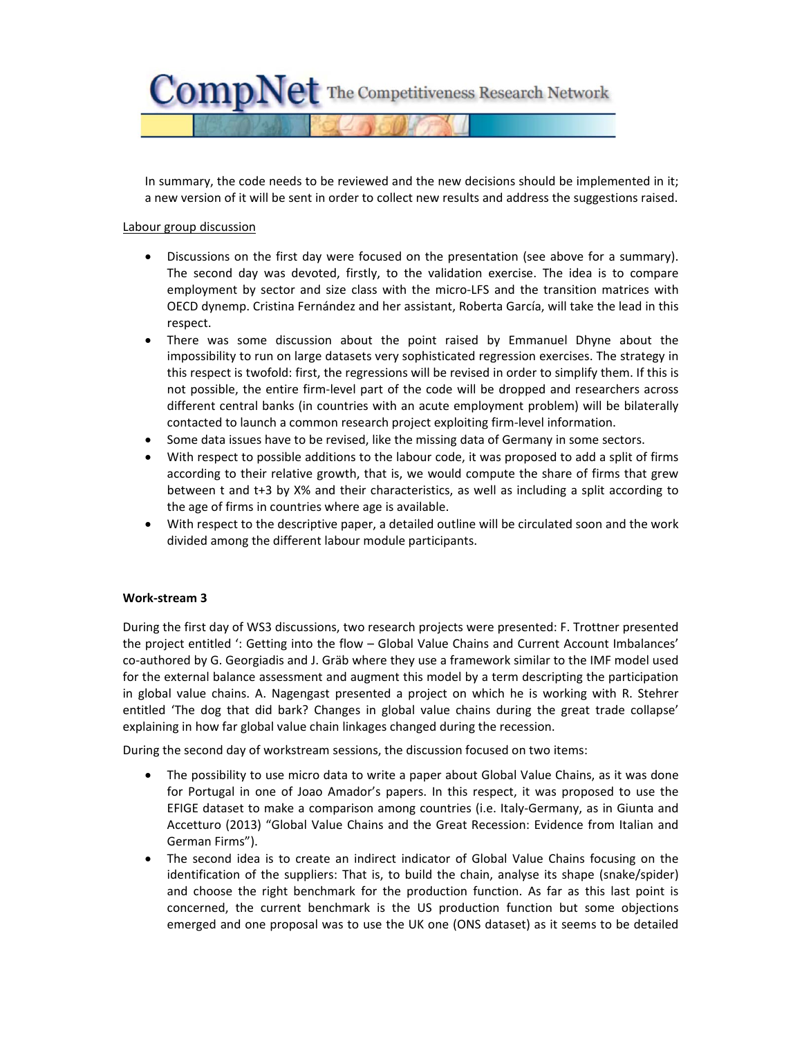In summary, the code needs to be reviewed and the new decisions should be implemented in it; a new version of it will be sent in order to collect new results and address the suggestions raised.

Labour group discussion

- Discussions on the first day were focused on the presentation (see above for a summary). The second day was devoted, firstly, to the validation exercise. The idea is to compare employment by sector and size class with the micro-LFS and the transition matrices with OECD dynemp. Cristina Fernández and her assistant, Roberta García, will take the lead in this respect.
- There was some discussion about the point raised by Emmanuel Dhyne about the impossibility to run on large datasets very sophisticated regression exercises. The strategy in this respect is twofold: first, the regressions will be revised in order to simplify them. If this is not possible, the entire firm-level part of the code will be dropped and researchers across different central banks (in countries with an acute employment problem) will be bilaterally contacted to launch a common research project exploiting firm-level information.
- Some data issues have to be revised, like the missing data of Germany in some sectors.
- With respect to possible additions to the labour code, it was proposed to add a split of firms according to their relative growth, that is, we would compute the share of firms that grew between t and t+3 by X% and their characteristics, as well as including a split according to the age of firms in countries where age is available.
- With respect to the descriptive paper, a detailed outline will be circulated soon and the work divided among the different labour module participants.

**Work-stream 3**

During the first day of WS3 discussions, two research projects were presented: F. Trottner presented the project entitled ': Getting into the flow – Global Value Chains and Current Account Imbalances' co-authored by G. Georgiadis and J. Gräb where they use a framework similar to the IMF model used for the external balance assessment and augment this model by a term descripting the participation in global value chains. A. Nagengast presented a project on which he is working with R. Stehrer entitled 'The dog that did bark? Changes in global value chains during the great trade collapse' explaining in how far global value chain linkages changed during the recession.

During the second day of workstream sessions, the discussion focused on two items:

- The possibility to use micro data to write a paper about Global Value Chains, as it was done for Portugal in one of Joao Amador's papers. In this respect, it was proposed to use the EFIGE dataset to make a comparison among countries (i.e. Italy-Germany, as in Giunta and Accetturo (2013) "Global Value Chains and the Great Recession: Evidence from Italian and German Firms").
- The second idea is to create an indirect indicator of Global Value Chains focusing on the identification of the suppliers: That is, to build the chain, analyse its shape (snake/spider) and choose the right benchmark for the production function. As far as this last point is concerned, the current benchmark is the US production function but some objections emerged and one proposal was to use the UK one (ONS dataset) as it seems to be detailed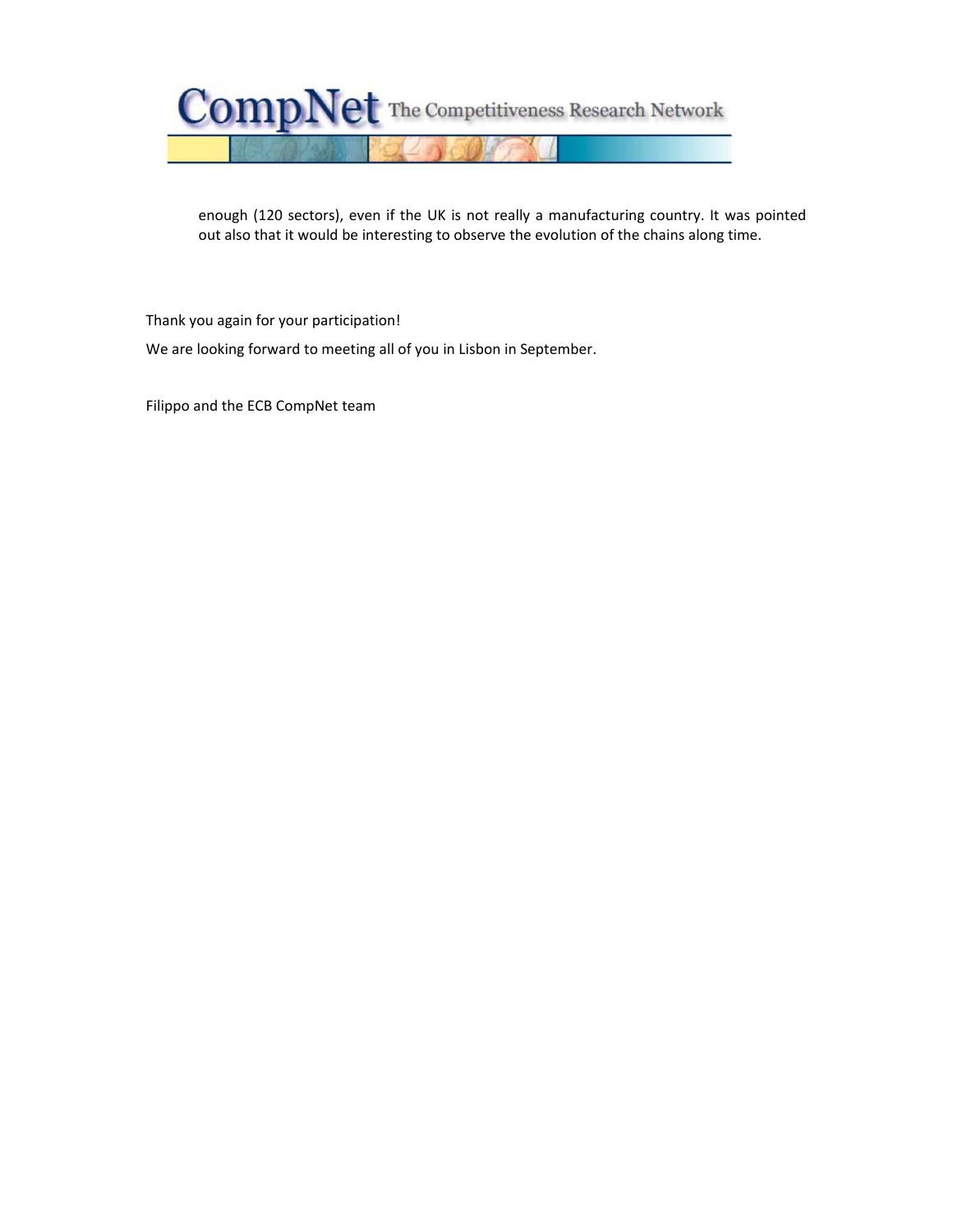enough (120 sectors), even if the UK is not really a manufacturing country. It was pointed out also that it would be interesting to observe the evolution of the chains along time.

Thank you again for your participation!

We are looking forward to meeting all of you in Lisbon in September.

Filippo and the ECB CompNet team